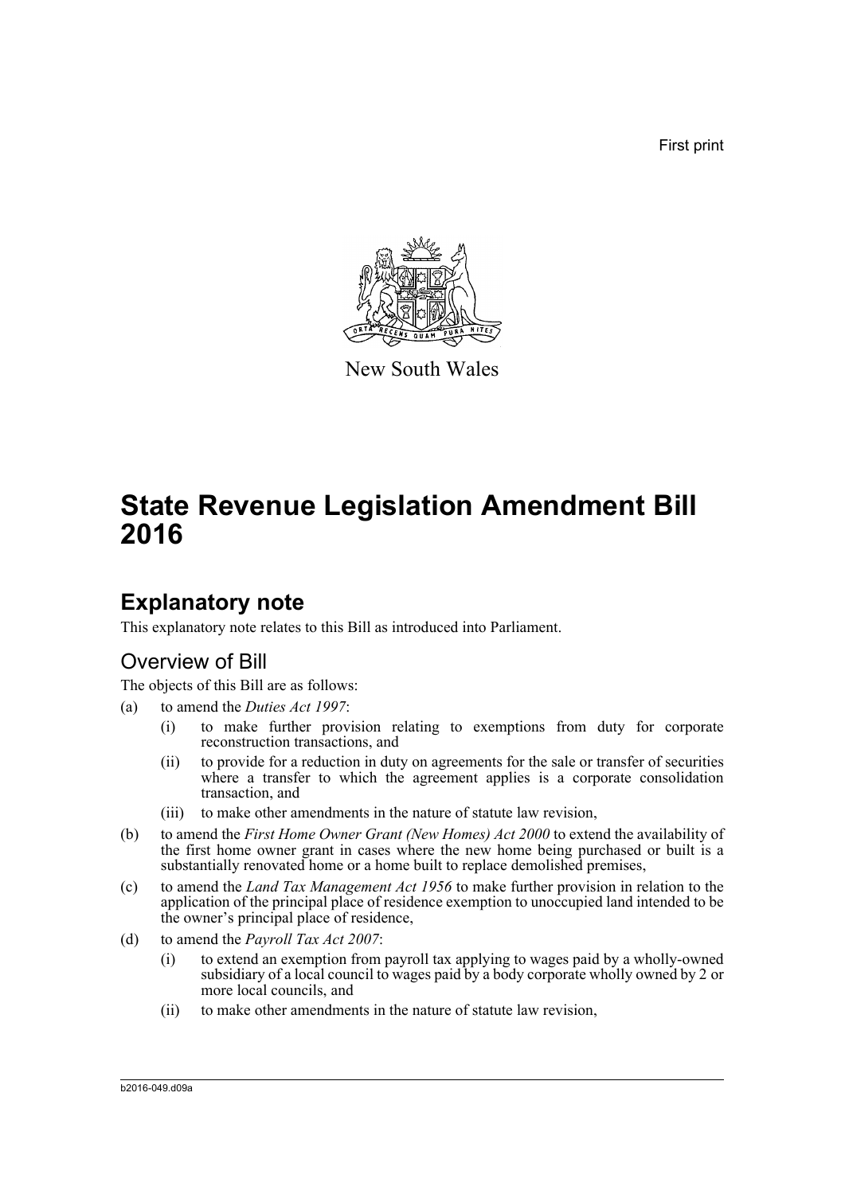First print

New South Wales

# State Revenue Legislation Amendment Bill 2016

## Explanatory note

This explanatory note relates to this Bill as introduced into Parliament.

### Overview of Bill

The objects of this Bill are as follows:

(a) to amend the *Duties Act 1997*:

  (i) to make further provision relating to exemptions from duty for corporate reconstruction transactions, and

  (ii) to provide for a reduction in duty on agreements for the sale or transfer of securities where a transfer to which the agreement applies is a corporate consolidation transaction, and

  (iii) to make other amendments in the nature of statute law revision,

(b) to amend the *First Home Owner Grant (New Homes) Act 2000* to extend the availability of the first home owner grant in cases where the new home being purchased or built is a substantially renovated home or a home built to replace demolished premises,

(c) to amend the *Land Tax Management Act 1956* to make further provision in relation to the application of the principal place of residence exemption to unoccupied land intended to be the owner's principal place of residence,

(d) to amend the *Payroll Tax Act 2007*:

  (i) to extend an exemption from payroll tax applying to wages paid by a wholly-owned subsidiary of a local council to wages paid by a body corporate wholly owned by 2 or more local councils, and

  (ii) to make other amendments in the nature of statute law revision,

b2016-049.d09a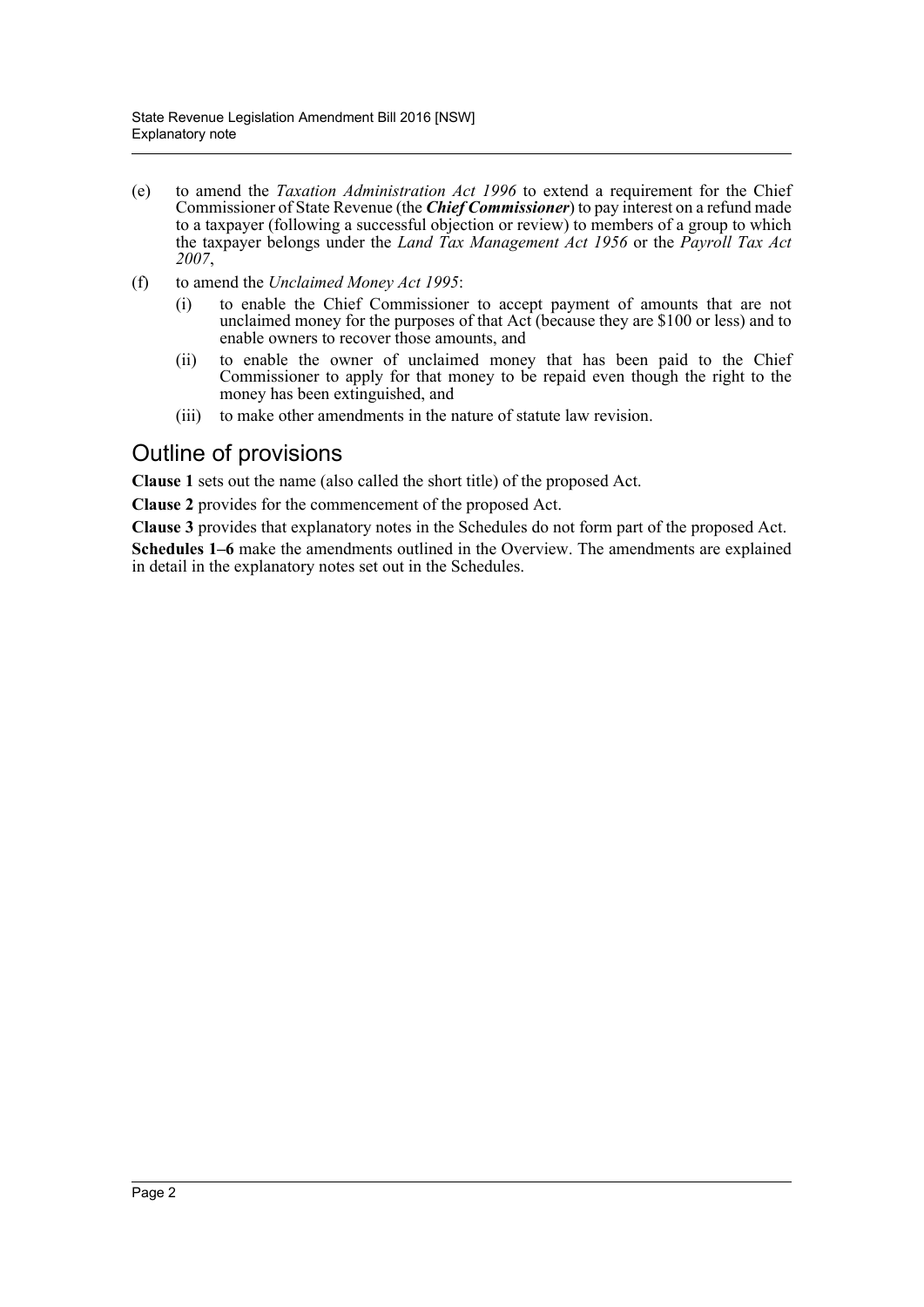(e) to amend the *Taxation Administration Act 1996* to extend a requirement for the Chief Commissioner of State Revenue (the ***Chief Commissioner***) to pay interest on a refund made to a taxpayer (following a successful objection or review) to members of a group to which the taxpayer belongs under the *Land Tax Management Act 1956* or the *Payroll Tax Act 2007*,

(f) to amend the *Unclaimed Money Act 1995*:

   (i) to enable the Chief Commissioner to accept payment of amounts that are not unclaimed money for the purposes of that Act (because they are $100 or less) and to enable owners to recover those amounts, and

   (ii) to enable the owner of unclaimed money that has been paid to the Chief Commissioner to apply for that money to be repaid even though the right to the money has been extinguished, and

   (iii) to make other amendments in the nature of statute law revision.

## Outline of provisions

**Clause 1** sets out the name (also called the short title) of the proposed Act.

**Clause 2** provides for the commencement of the proposed Act.

**Clause 3** provides that explanatory notes in the Schedules do not form part of the proposed Act.

**Schedules 1–6** make the amendments outlined in the Overview. The amendments are explained in detail in the explanatory notes set out in the Schedules.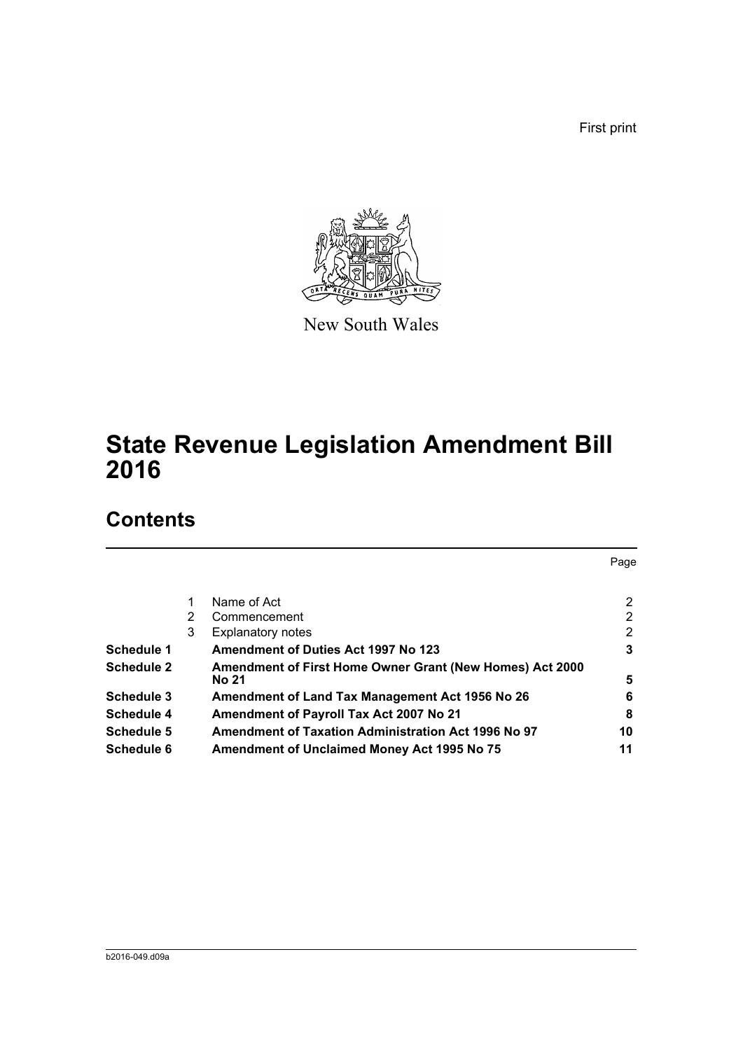First print

New South Wales

# State Revenue Legislation Amendment Bill 2016

## Contents

| | | | Page |
|---|---|---|---|
| | 1 | Name of Act | 2 |
| | 2 | Commencement | 2 |
| | 3 | Explanatory notes | 2 |
| **Schedule 1** | | **Amendment of Duties Act 1997 No 123** | **3** |
| **Schedule 2** | | **Amendment of First Home Owner Grant (New Homes) Act 2000 No 21** | **5** |
| **Schedule 3** | | **Amendment of Land Tax Management Act 1956 No 26** | **6** |
| **Schedule 4** | | **Amendment of Payroll Tax Act 2007 No 21** | **8** |
| **Schedule 5** | | **Amendment of Taxation Administration Act 1996 No 97** | **10** |
| **Schedule 6** | | **Amendment of Unclaimed Money Act 1995 No 75** | **11** |

b2016-049.d09a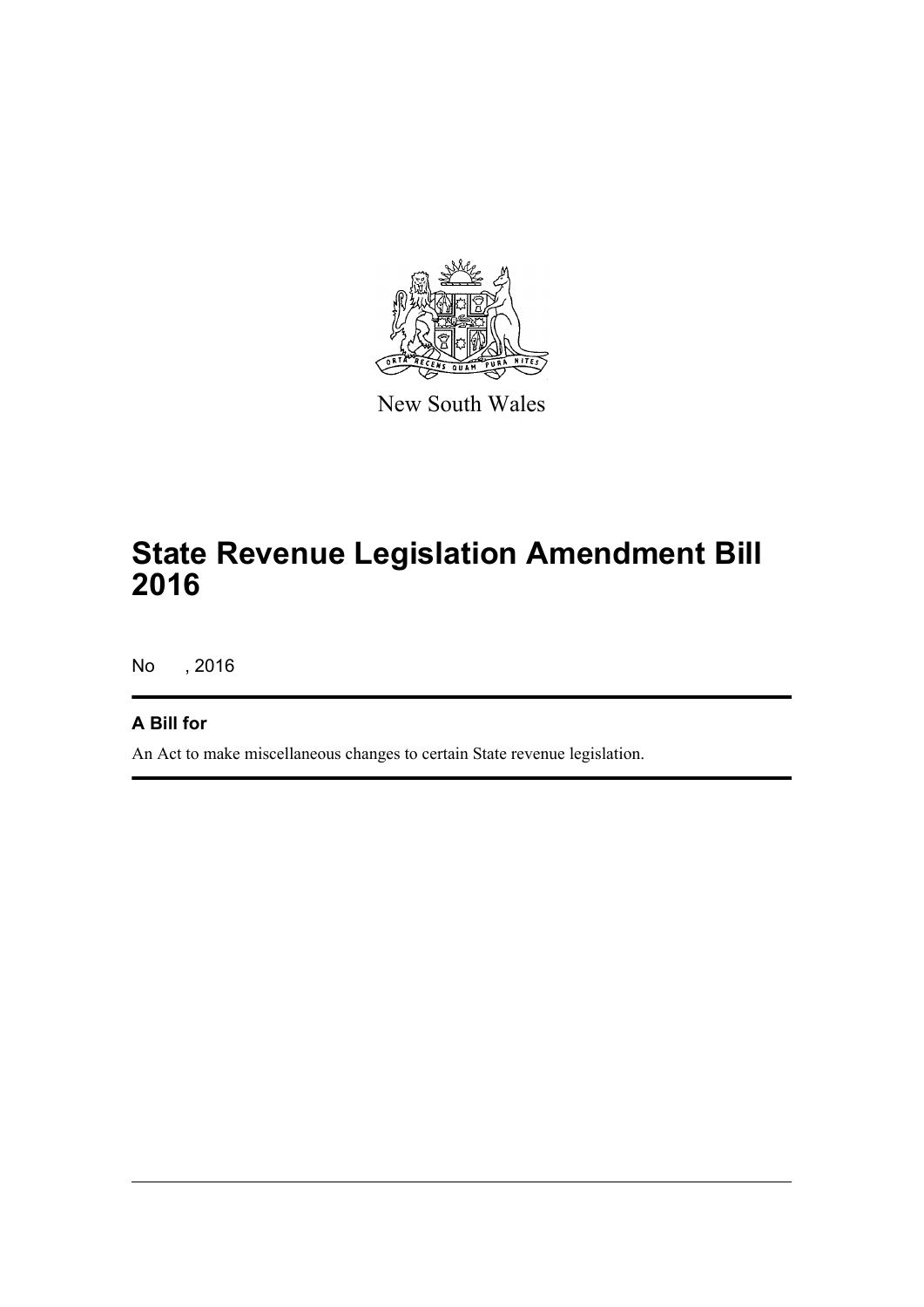New South Wales

# State Revenue Legislation Amendment Bill 2016

No , 2016

## A Bill for

An Act to make miscellaneous changes to certain State revenue legislation.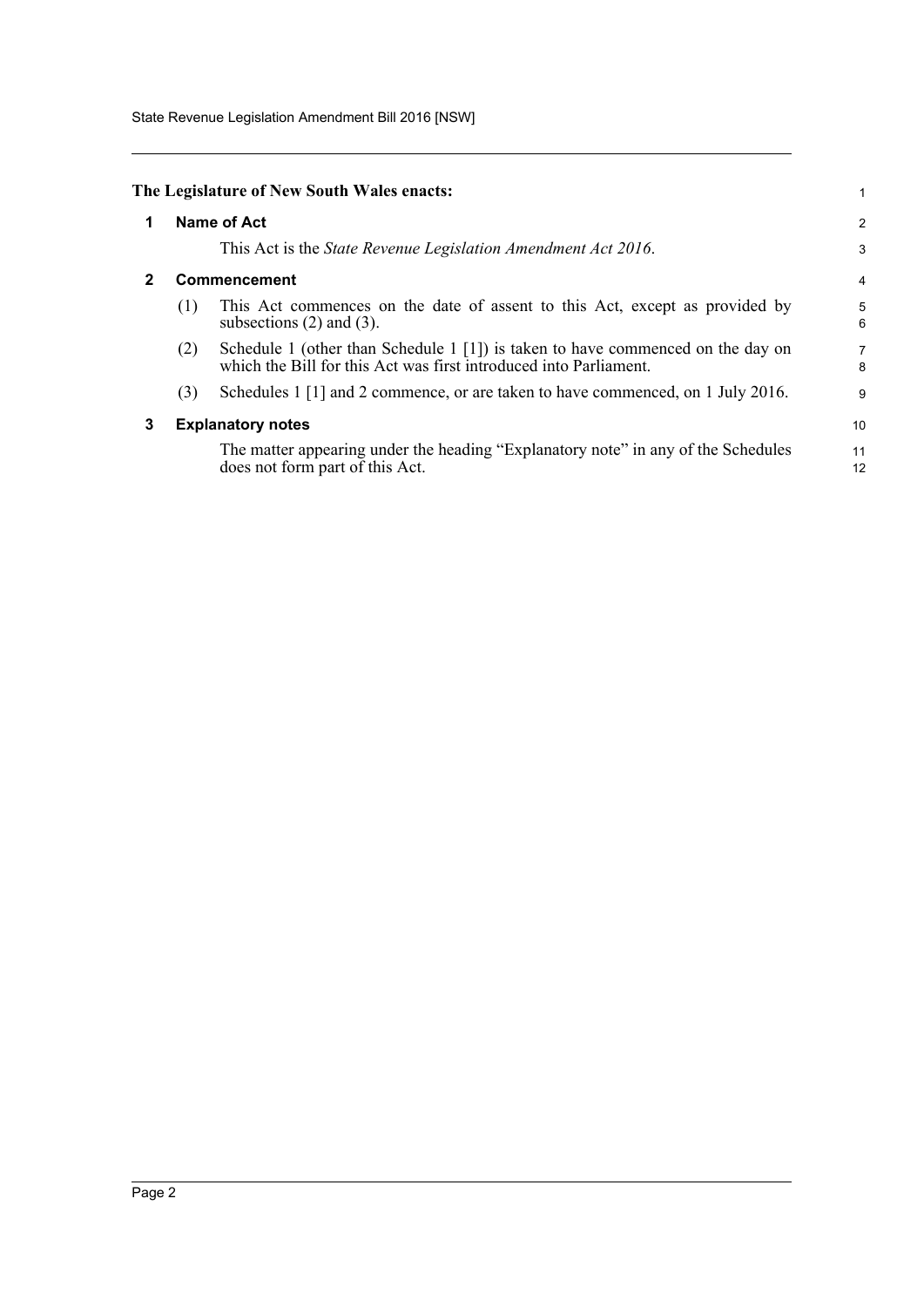**The Legislature of New South Wales enacts:**

## 1 Name of Act

This Act is the *State Revenue Legislation Amendment Act 2016*.

## 2 Commencement

(1) This Act commences on the date of assent to this Act, except as provided by subsections (2) and (3).

(2) Schedule 1 (other than Schedule 1 [1]) is taken to have commenced on the day on which the Bill for this Act was first introduced into Parliament.

(3) Schedules 1 [1] and 2 commence, or are taken to have commenced, on 1 July 2016.

## 3 Explanatory notes

The matter appearing under the heading "Explanatory note" in any of the Schedules does not form part of this Act.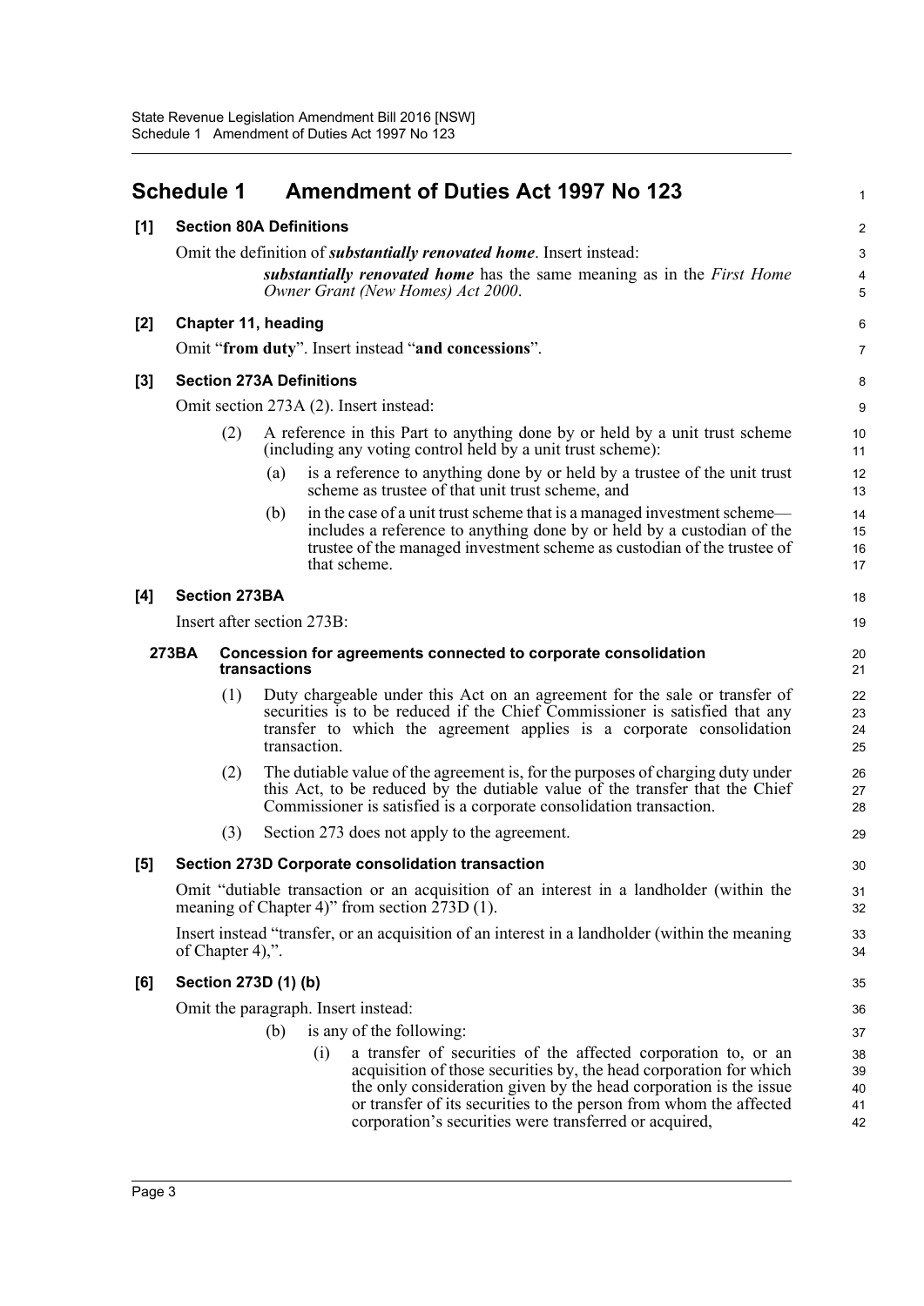## Schedule 1 Amendment of Duties Act 1997 No 123

**[1] Section 80A Definitions**

Omit the definition of ***substantially renovated home***. Insert instead:

> ***substantially renovated home*** has the same meaning as in the *First Home Owner Grant (New Homes) Act 2000*.

**[2] Chapter 11, heading**

Omit "**from duty**". Insert instead "**and concessions**".

**[3] Section 273A Definitions**

Omit section 273A (2). Insert instead:

> (2) A reference in this Part to anything done by or held by a unit trust scheme (including any voting control held by a unit trust scheme):
>
> (a) is a reference to anything done by or held by a trustee of the unit trust scheme as trustee of that unit trust scheme, and
>
> (b) in the case of a unit trust scheme that is a managed investment scheme—includes a reference to anything done by or held by a custodian of the trustee of the managed investment scheme as custodian of the trustee of that scheme.

**[4] Section 273BA**

Insert after section 273B:

> **273BA Concession for agreements connected to corporate consolidation transactions**
>
> (1) Duty chargeable under this Act on an agreement for the sale or transfer of securities is to be reduced if the Chief Commissioner is satisfied that any transfer to which the agreement applies is a corporate consolidation transaction.
>
> (2) The dutiable value of the agreement is, for the purposes of charging duty under this Act, to be reduced by the dutiable value of the transfer that the Chief Commissioner is satisfied is a corporate consolidation transaction.
>
> (3) Section 273 does not apply to the agreement.

**[5] Section 273D Corporate consolidation transaction**

Omit "dutiable transaction or an acquisition of an interest in a landholder (within the meaning of Chapter 4)" from section 273D (1).

Insert instead "transfer, or an acquisition of an interest in a landholder (within the meaning of Chapter 4),".

**[6] Section 273D (1) (b)**

Omit the paragraph. Insert instead:

> (b) is any of the following:
>
> (i) a transfer of securities of the affected corporation to, or an acquisition of those securities by, the head corporation for which the only consideration given by the head corporation is the issue or transfer of its securities to the person from whom the affected corporation's securities were transferred or acquired,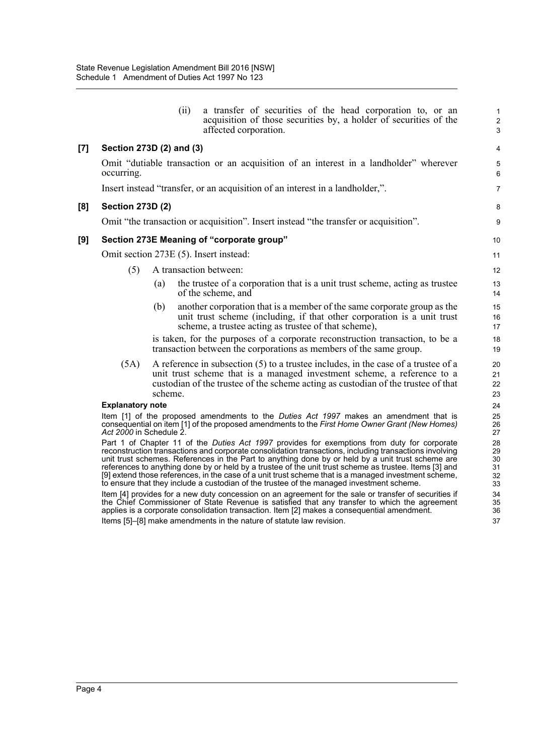(ii) a transfer of securities of the head corporation to, or an acquisition of those securities by, a holder of securities of the affected corporation.

### [7] Section 273D (2) and (3)

Omit "dutiable transaction or an acquisition of an interest in a landholder" wherever occurring.

Insert instead "transfer, or an acquisition of an interest in a landholder,".

### [8] Section 273D (2)

Omit "the transaction or acquisition". Insert instead "the transfer or acquisition".

### [9] Section 273E Meaning of "corporate group"

Omit section 273E (5). Insert instead:

(5) A transaction between:

(a) the trustee of a corporation that is a unit trust scheme, acting as trustee of the scheme, and

(b) another corporation that is a member of the same corporate group as the unit trust scheme (including, if that other corporation is a unit trust scheme, a trustee acting as trustee of that scheme),

is taken, for the purposes of a corporate reconstruction transaction, to be a transaction between the corporations as members of the same group.

(5A) A reference in subsection (5) to a trustee includes, in the case of a trustee of a unit trust scheme that is a managed investment scheme, a reference to a custodian of the trustee of the scheme acting as custodian of the trustee of that scheme.

**Explanatory note**

Item [1] of the proposed amendments to the *Duties Act 1997* makes an amendment that is consequential on item [1] of the proposed amendments to the *First Home Owner Grant (New Homes) Act 2000* in Schedule 2.

Part 1 of Chapter 11 of the *Duties Act 1997* provides for exemptions from duty for corporate reconstruction transactions and corporate consolidation transactions, including transactions involving unit trust schemes. References in the Part to anything done by or held by a unit trust scheme are references to anything done by or held by a trustee of the unit trust scheme as trustee. Items [3] and [9] extend those references, in the case of a unit trust scheme that is a managed investment scheme, to ensure that they include a custodian of the trustee of the managed investment scheme.

Item [4] provides for a new duty concession on an agreement for the sale or transfer of securities if the Chief Commissioner of State Revenue is satisfied that any transfer to which the agreement applies is a corporate consolidation transaction. Item [2] makes a consequential amendment.

Items [5]–[8] make amendments in the nature of statute law revision.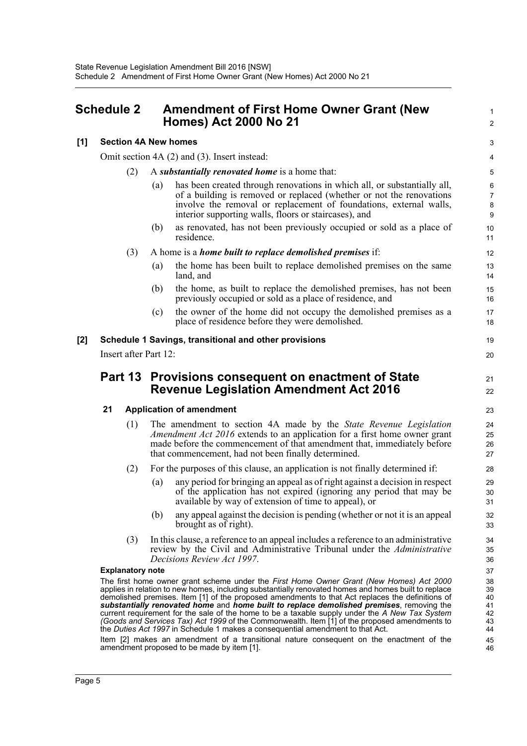# Schedule 2 Amendment of First Home Owner Grant (New Homes) Act 2000 No 21

## [1] Section 4A New homes

Omit section 4A (2) and (3). Insert instead:

(2) A ***substantially renovated home*** is a home that:

(a) has been created through renovations in which all, or substantially all, of a building is removed or replaced (whether or not the renovations involve the removal or replacement of foundations, external walls, interior supporting walls, floors or staircases), and

(b) as renovated, has not been previously occupied or sold as a place of residence.

(3) A home is a ***home built to replace demolished premises*** if:

(a) the home has been built to replace demolished premises on the same land, and

(b) the home, as built to replace the demolished premises, has not been previously occupied or sold as a place of residence, and

(c) the owner of the home did not occupy the demolished premises as a place of residence before they were demolished.

## [2] Schedule 1 Savings, transitional and other provisions

Insert after Part 12:

## Part 13 Provisions consequent on enactment of State Revenue Legislation Amendment Act 2016

### 21 Application of amendment

(1) The amendment to section 4A made by the *State Revenue Legislation Amendment Act 2016* extends to an application for a first home owner grant made before the commencement of that amendment that, immediately before that commencement, had not been finally determined.

(2) For the purposes of this clause, an application is not finally determined if:

(a) any period for bringing an appeal as of right against a decision in respect of the application has not expired (ignoring any period that may be available by way of extension of time to appeal), or

(b) any appeal against the decision is pending (whether or not it is an appeal brought as of right).

(3) In this clause, a reference to an appeal includes a reference to an administrative review by the Civil and Administrative Tribunal under the *Administrative Decisions Review Act 1997*.

**Explanatory note**

The first home owner grant scheme under the *First Home Owner Grant (New Homes) Act 2000* applies in relation to new homes, including substantially renovated homes and homes built to replace demolished premises. Item [1] of the proposed amendments to that Act replaces the definitions of ***substantially renovated home*** and ***home built to replace demolished premises***, removing the current requirement for the sale of the home to be a taxable supply under the *A New Tax System (Goods and Services Tax) Act 1999* of the Commonwealth. Item [1] of the proposed amendments to the *Duties Act 1997* in Schedule 1 makes a consequential amendment to that Act.

Item [2] makes an amendment of a transitional nature consequent on the enactment of the amendment proposed to be made by item [1].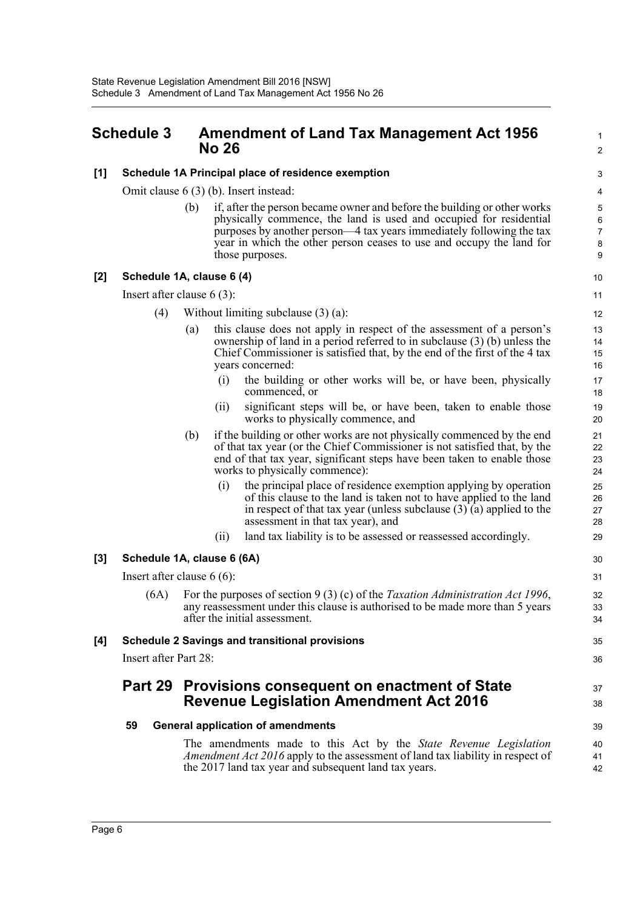# Schedule 3 Amendment of Land Tax Management Act 1956 No 26

**[1] Schedule 1A Principal place of residence exemption**

Omit clause 6 (3) (b). Insert instead:

> (b) if, after the person became owner and before the building or other works physically commence, the land is used and occupied for residential purposes by another person—4 tax years immediately following the tax year in which the other person ceases to use and occupy the land for those purposes.

**[2] Schedule 1A, clause 6 (4)**

Insert after clause 6 (3):

> (4) Without limiting subclause (3) (a):
>
> (a) this clause does not apply in respect of the assessment of a person's ownership of land in a period referred to in subclause (3) (b) unless the Chief Commissioner is satisfied that, by the end of the first of the 4 tax years concerned:
>
> (i) the building or other works will be, or have been, physically commenced, or
>
> (ii) significant steps will be, or have been, taken to enable those works to physically commence, and
>
> (b) if the building or other works are not physically commenced by the end of that tax year (or the Chief Commissioner is not satisfied that, by the end of that tax year, significant steps have been taken to enable those works to physically commence):
>
> (i) the principal place of residence exemption applying by operation of this clause to the land is taken not to have applied to the land in respect of that tax year (unless subclause (3) (a) applied to the assessment in that tax year), and
>
> (ii) land tax liability is to be assessed or reassessed accordingly.

**[3] Schedule 1A, clause 6 (6A)**

Insert after clause 6 (6):

> (6A) For the purposes of section 9 (3) (c) of the *Taxation Administration Act 1996*, any reassessment under this clause is authorised to be made more than 5 years after the initial assessment.

**[4] Schedule 2 Savings and transitional provisions**

Insert after Part 28:

## Part 29 Provisions consequent on enactment of State Revenue Legislation Amendment Act 2016

**59 General application of amendments**

The amendments made to this Act by the *State Revenue Legislation Amendment Act 2016* apply to the assessment of land tax liability in respect of the 2017 land tax year and subsequent land tax years.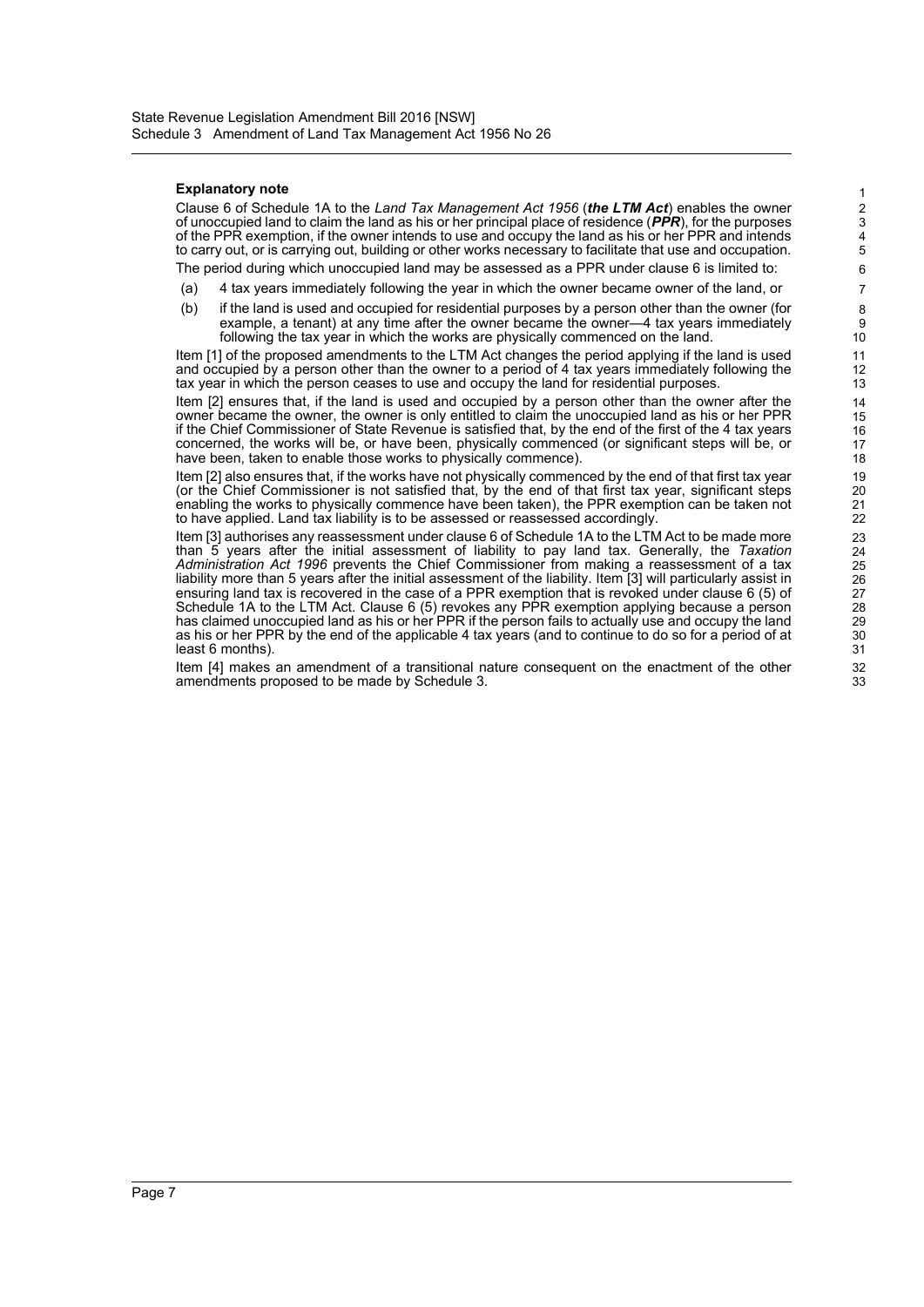**Explanatory note**

Clause 6 of Schedule 1A to the *Land Tax Management Act 1956* (***the LTM Act***) enables the owner of unoccupied land to claim the land as his or her principal place of residence (***PPR***), for the purposes of the PPR exemption, if the owner intends to use and occupy the land as his or her PPR and intends to carry out, or is carrying out, building or other works necessary to facilitate that use and occupation.

The period during which unoccupied land may be assessed as a PPR under clause 6 is limited to:

(a) 4 tax years immediately following the year in which the owner became owner of the land, or

(b) if the land is used and occupied for residential purposes by a person other than the owner (for example, a tenant) at any time after the owner became the owner—4 tax years immediately following the tax year in which the works are physically commenced on the land.

Item [1] of the proposed amendments to the LTM Act changes the period applying if the land is used and occupied by a person other than the owner to a period of 4 tax years immediately following the tax year in which the person ceases to use and occupy the land for residential purposes.

Item [2] ensures that, if the land is used and occupied by a person other than the owner after the owner became the owner, the owner is only entitled to claim the unoccupied land as his or her PPR if the Chief Commissioner of State Revenue is satisfied that, by the end of the first of the 4 tax years concerned, the works will be, or have been, physically commenced (or significant steps will be, or have been, taken to enable those works to physically commence).

Item [2] also ensures that, if the works have not physically commenced by the end of that first tax year (or the Chief Commissioner is not satisfied that, by the end of that first tax year, significant steps enabling the works to physically commence have been taken), the PPR exemption can be taken not to have applied. Land tax liability is to be assessed or reassessed accordingly.

Item [3] authorises any reassessment under clause 6 of Schedule 1A to the LTM Act to be made more than 5 years after the initial assessment of liability to pay land tax. Generally, the *Taxation Administration Act 1996* prevents the Chief Commissioner from making a reassessment of a tax liability more than 5 years after the initial assessment of the liability. Item [3] will particularly assist in ensuring land tax is recovered in the case of a PPR exemption that is revoked under clause 6 (5) of Schedule 1A to the LTM Act. Clause 6 (5) revokes any PPR exemption applying because a person has claimed unoccupied land as his or her PPR if the person fails to actually use and occupy the land as his or her PPR by the end of the applicable 4 tax years (and to continue to do so for a period of at least 6 months).

Item [4] makes an amendment of a transitional nature consequent on the enactment of the other amendments proposed to be made by Schedule 3.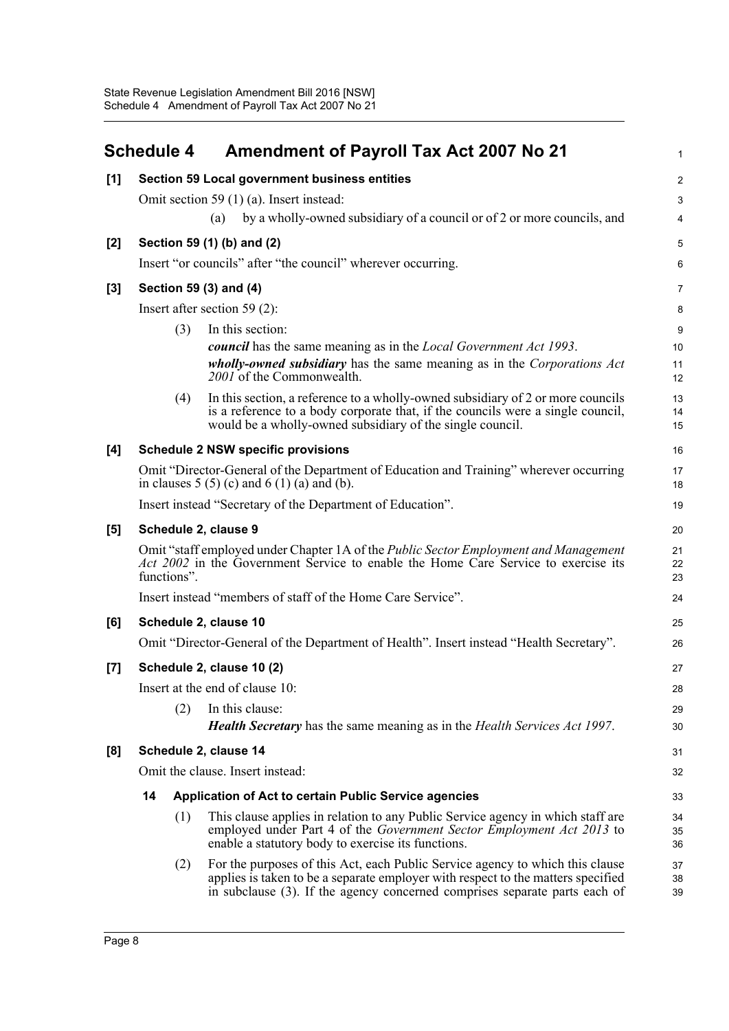## Schedule 4 Amendment of Payroll Tax Act 2007 No 21

**[1] Section 59 Local government business entities**

Omit section 59 (1) (a). Insert instead:

(a) by a wholly-owned subsidiary of a council or of 2 or more councils, and

**[2] Section 59 (1) (b) and (2)**

Insert "or councils" after "the council" wherever occurring.

**[3] Section 59 (3) and (4)**

Insert after section 59 (2):

(3) In this section:

***council*** has the same meaning as in the *Local Government Act 1993*.

***wholly-owned subsidiary*** has the same meaning as in the *Corporations Act 2001* of the Commonwealth.

(4) In this section, a reference to a wholly-owned subsidiary of 2 or more councils is a reference to a body corporate that, if the councils were a single council, would be a wholly-owned subsidiary of the single council.

**[4] Schedule 2 NSW specific provisions**

Omit "Director-General of the Department of Education and Training" wherever occurring in clauses 5 (5) (c) and 6 (1) (a) and (b).

Insert instead "Secretary of the Department of Education".

**[5] Schedule 2, clause 9**

Omit "staff employed under Chapter 1A of the *Public Sector Employment and Management Act 2002* in the Government Service to enable the Home Care Service to exercise its functions".

Insert instead "members of staff of the Home Care Service".

**[6] Schedule 2, clause 10**

Omit "Director-General of the Department of Health". Insert instead "Health Secretary".

**[7] Schedule 2, clause 10 (2)**

Insert at the end of clause 10:

(2) In this clause:

***Health Secretary*** has the same meaning as in the *Health Services Act 1997*.

**[8] Schedule 2, clause 14**

Omit the clause. Insert instead:

**14 Application of Act to certain Public Service agencies**

(1) This clause applies in relation to any Public Service agency in which staff are employed under Part 4 of the *Government Sector Employment Act 2013* to enable a statutory body to exercise its functions.

(2) For the purposes of this Act, each Public Service agency to which this clause applies is taken to be a separate employer with respect to the matters specified in subclause (3). If the agency concerned comprises separate parts each of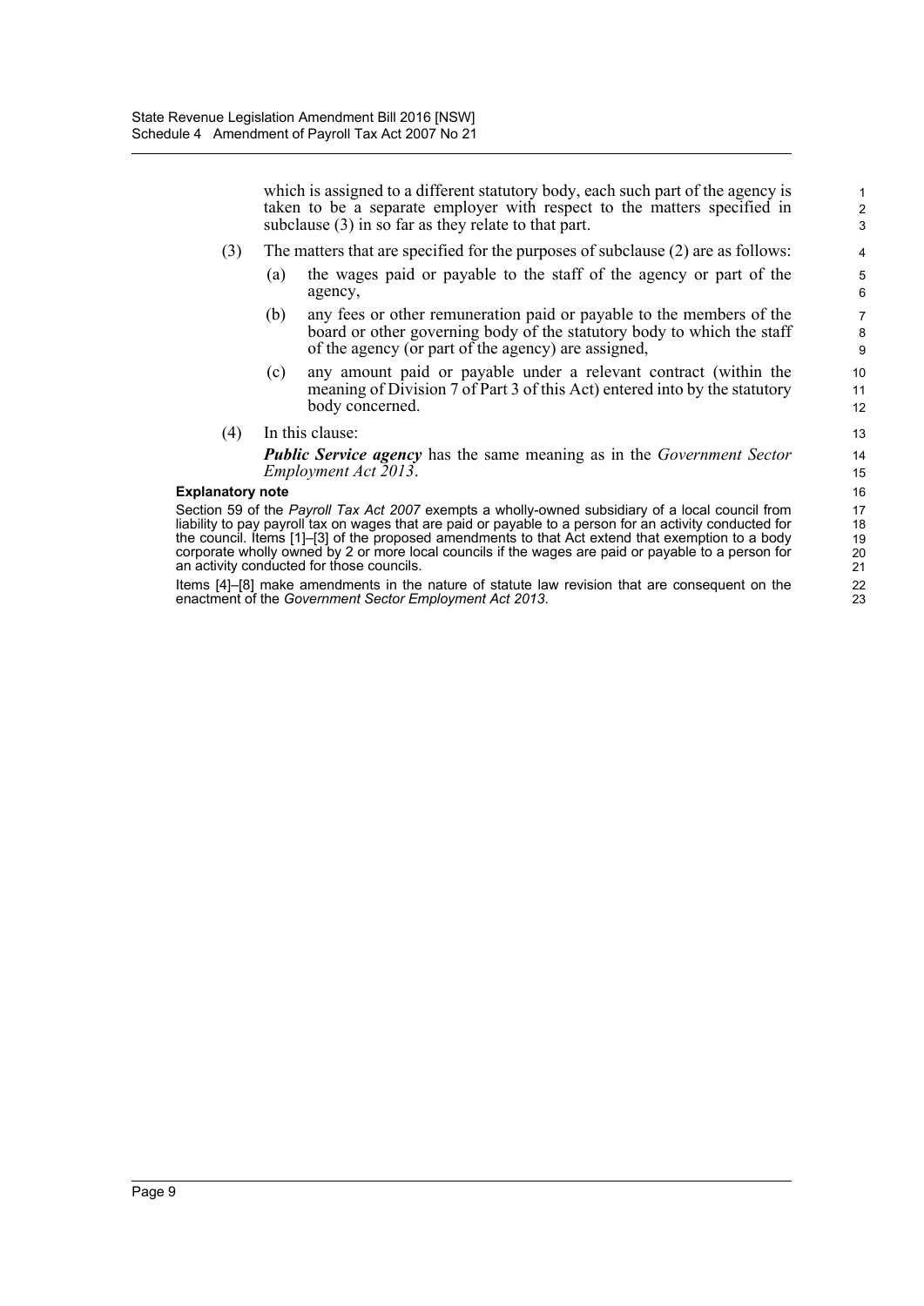which is assigned to a different statutory body, each such part of the agency is taken to be a separate employer with respect to the matters specified in subclause (3) in so far as they relate to that part.

(3) The matters that are specified for the purposes of subclause (2) are as follows:

(a) the wages paid or payable to the staff of the agency or part of the agency,

(b) any fees or other remuneration paid or payable to the members of the board or other governing body of the statutory body to which the staff of the agency (or part of the agency) are assigned,

(c) any amount paid or payable under a relevant contract (within the meaning of Division 7 of Part 3 of this Act) entered into by the statutory body concerned.

(4) In this clause:

***Public Service agency*** has the same meaning as in the *Government Sector Employment Act 2013*.

**Explanatory note**

Section 59 of the *Payroll Tax Act 2007* exempts a wholly-owned subsidiary of a local council from liability to pay payroll tax on wages that are paid or payable to a person for an activity conducted for the council. Items [1]–[3] of the proposed amendments to that Act extend that exemption to a body corporate wholly owned by 2 or more local councils if the wages are paid or payable to a person for an activity conducted for those councils.

Items [4]–[8] make amendments in the nature of statute law revision that are consequent on the enactment of the *Government Sector Employment Act 2013*.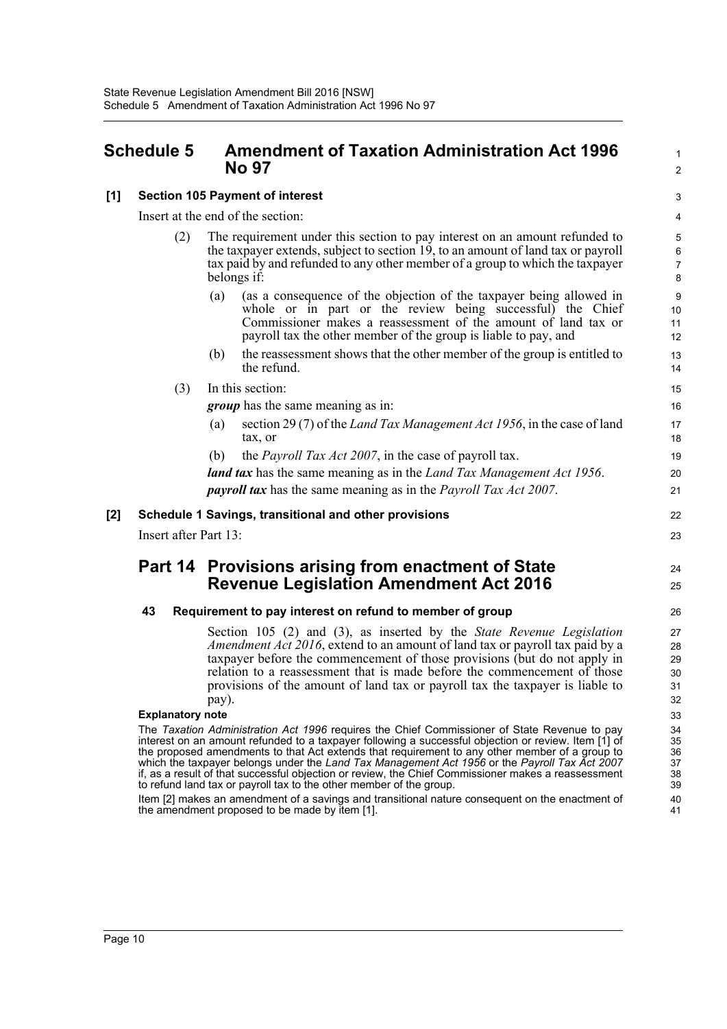# Schedule 5 Amendment of Taxation Administration Act 1996 No 97

## [1] Section 105 Payment of interest

Insert at the end of the section:

(2) The requirement under this section to pay interest on an amount refunded to the taxpayer extends, subject to section 19, to an amount of land tax or payroll tax paid by and refunded to any other member of a group to which the taxpayer belongs if:

(a) (as a consequence of the objection of the taxpayer being allowed in whole or in part or the review being successful) the Chief Commissioner makes a reassessment of the amount of land tax or payroll tax the other member of the group is liable to pay, and

(b) the reassessment shows that the other member of the group is entitled to the refund.

(3) In this section:

***group*** has the same meaning as in:

(a) section 29 (7) of the *Land Tax Management Act 1956*, in the case of land tax, or

(b) the *Payroll Tax Act 2007*, in the case of payroll tax.

***land tax*** has the same meaning as in the *Land Tax Management Act 1956*.

***payroll tax*** has the same meaning as in the *Payroll Tax Act 2007*.

## [2] Schedule 1 Savings, transitional and other provisions

Insert after Part 13:

# Part 14 Provisions arising from enactment of State Revenue Legislation Amendment Act 2016

### 43 Requirement to pay interest on refund to member of group

Section 105 (2) and (3), as inserted by the *State Revenue Legislation Amendment Act 2016*, extend to an amount of land tax or payroll tax paid by a taxpayer before the commencement of those provisions (but do not apply in relation to a reassessment that is made before the commencement of those provisions of the amount of land tax or payroll tax the taxpayer is liable to pay).

**Explanatory note**

The *Taxation Administration Act 1996* requires the Chief Commissioner of State Revenue to pay interest on an amount refunded to a taxpayer following a successful objection or review. Item [1] of the proposed amendments to that Act extends that requirement to any other member of a group to which the taxpayer belongs under the *Land Tax Management Act 1956* or the *Payroll Tax Act 2007* if, as a result of that successful objection or review, the Chief Commissioner makes a reassessment to refund land tax or payroll tax to the other member of the group.

Item [2] makes an amendment of a savings and transitional nature consequent on the enactment of the amendment proposed to be made by item [1].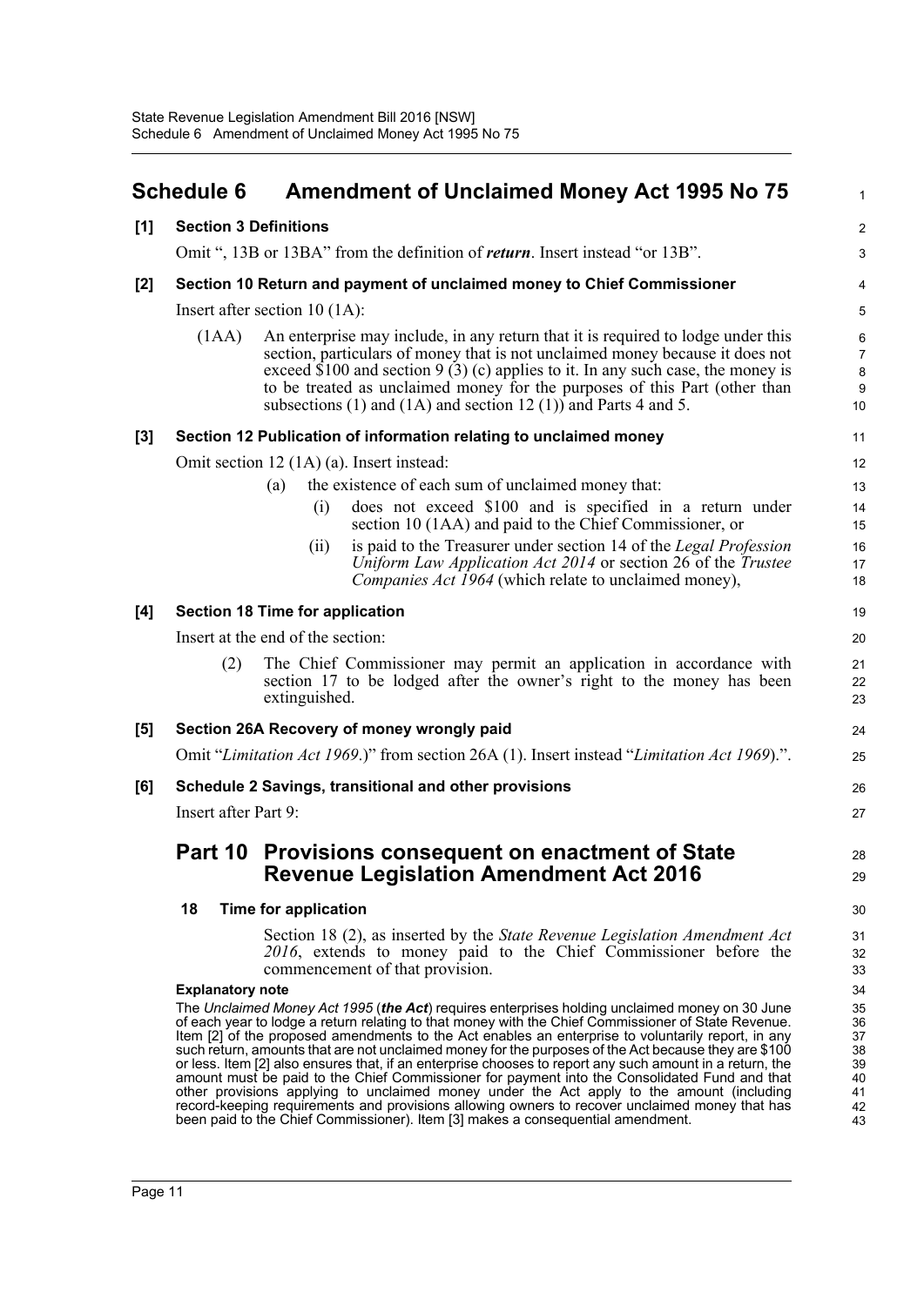# Schedule 6 Amendment of Unclaimed Money Act 1995 No 75

## [1] Section 3 Definitions

Omit ", 13B or 13BA" from the definition of ***return***. Insert instead "or 13B".

## [2] Section 10 Return and payment of unclaimed money to Chief Commissioner

Insert after section 10 (1A):

> (1AA) An enterprise may include, in any return that it is required to lodge under this section, particulars of money that is not unclaimed money because it does not exceed $100 and section 9 (3) (c) applies to it. In any such case, the money is to be treated as unclaimed money for the purposes of this Part (other than subsections (1) and (1A) and section 12 (1)) and Parts 4 and 5.

## [3] Section 12 Publication of information relating to unclaimed money

Omit section 12 (1A) (a). Insert instead:

> (a) the existence of each sum of unclaimed money that:
>
> (i) does not exceed $100 and is specified in a return under section 10 (1AA) and paid to the Chief Commissioner, or
>
> (ii) is paid to the Treasurer under section 14 of the *Legal Profession Uniform Law Application Act 2014* or section 26 of the *Trustee Companies Act 1964* (which relate to unclaimed money),

## [4] Section 18 Time for application

Insert at the end of the section:

> (2) The Chief Commissioner may permit an application in accordance with section 17 to be lodged after the owner's right to the money has been extinguished.

## [5] Section 26A Recovery of money wrongly paid

Omit "*Limitation Act 1969*.)" from section 26A (1). Insert instead "*Limitation Act 1969*).".

## [6] Schedule 2 Savings, transitional and other provisions

Insert after Part 9:

> ## Part 10 Provisions consequent on enactment of State Revenue Legislation Amendment Act 2016
>
> ### 18 Time for application
>
> Section 18 (2), as inserted by the *State Revenue Legislation Amendment Act 2016*, extends to money paid to the Chief Commissioner before the commencement of that provision.

**Explanatory note**

The *Unclaimed Money Act 1995* (***the Act***) requires enterprises holding unclaimed money on 30 June of each year to lodge a return relating to that money with the Chief Commissioner of State Revenue. Item [2] of the proposed amendments to the Act enables an enterprise to voluntarily report, in any such return, amounts that are not unclaimed money for the purposes of the Act because they are $100 or less. Item [2] also ensures that, if an enterprise chooses to report any such amount in a return, the amount must be paid to the Chief Commissioner for payment into the Consolidated Fund and that other provisions applying to unclaimed money under the Act apply to the amount (including record-keeping requirements and provisions allowing owners to recover unclaimed money that has been paid to the Chief Commissioner). Item [3] makes a consequential amendment.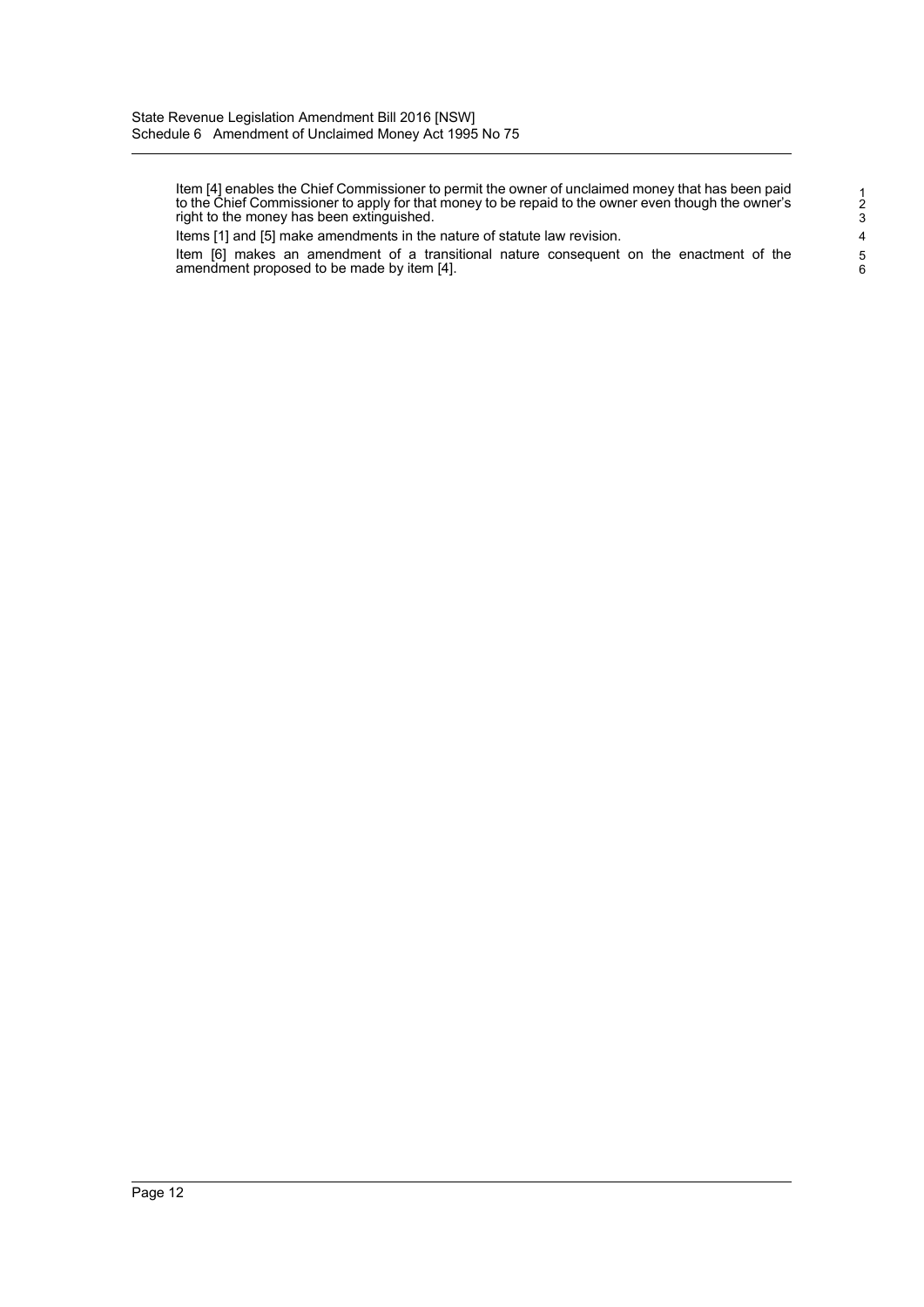Item [4] enables the Chief Commissioner to permit the owner of unclaimed money that has been paid to the Chief Commissioner to apply for that money to be repaid to the owner even though the owner's right to the money has been extinguished.

Items [1] and [5] make amendments in the nature of statute law revision.

Item [6] makes an amendment of a transitional nature consequent on the enactment of the amendment proposed to be made by item [4].